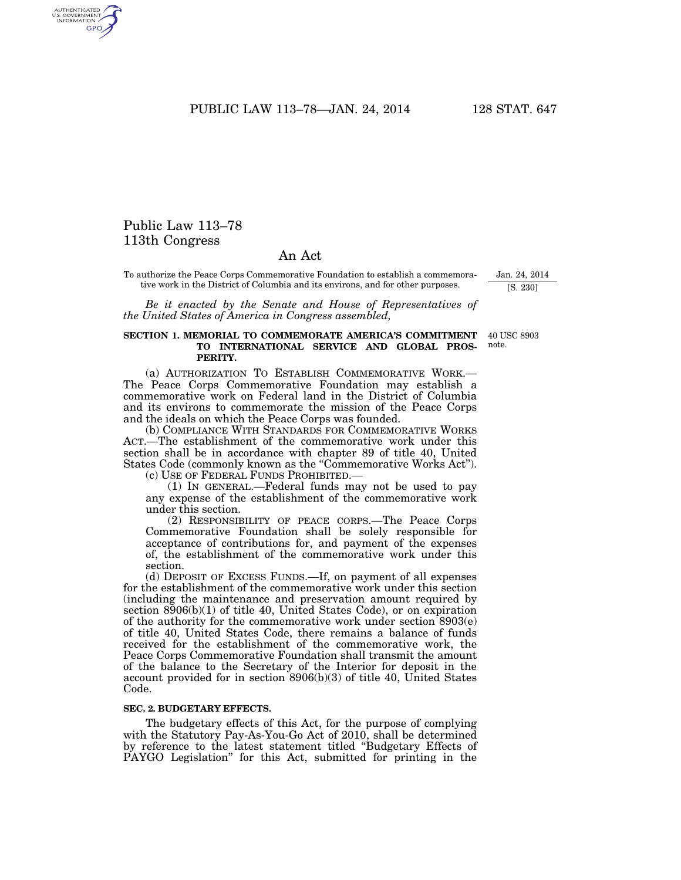# Public Law 113–78
# 113th Congress

## An Act

To authorize the Peace Corps Commemorative Foundation to establish a commemorative work in the District of Columbia and its environs, and for other purposes.

Jan. 24, 2014
[S. 230]

*Be it enacted by the Senate and House of Representatives of the United States of America in Congress assembled,*

**SECTION 1. MEMORIAL TO COMMEMORATE AMERICA'S COMMITMENT TO INTERNATIONAL SERVICE AND GLOBAL PROSPERITY.**

40 USC 8903 note.

(a) AUTHORIZATION TO ESTABLISH COMMEMORATIVE WORK.—The Peace Corps Commemorative Foundation may establish a commemorative work on Federal land in the District of Columbia and its environs to commemorate the mission of the Peace Corps and the ideals on which the Peace Corps was founded.

(b) COMPLIANCE WITH STANDARDS FOR COMMEMORATIVE WORKS ACT.—The establishment of the commemorative work under this section shall be in accordance with chapter 89 of title 40, United States Code (commonly known as the "Commemorative Works Act").

(c) USE OF FEDERAL FUNDS PROHIBITED.—

(1) IN GENERAL.—Federal funds may not be used to pay any expense of the establishment of the commemorative work under this section.

(2) RESPONSIBILITY OF PEACE CORPS.—The Peace Corps Commemorative Foundation shall be solely responsible for acceptance of contributions for, and payment of the expenses of, the establishment of the commemorative work under this section.

(d) DEPOSIT OF EXCESS FUNDS.—If, on payment of all expenses for the establishment of the commemorative work under this section (including the maintenance and preservation amount required by section 8906(b)(1) of title 40, United States Code), or on expiration of the authority for the commemorative work under section 8903(e) of title 40, United States Code, there remains a balance of funds received for the establishment of the commemorative work, the Peace Corps Commemorative Foundation shall transmit the amount of the balance to the Secretary of the Interior for deposit in the account provided for in section 8906(b)(3) of title 40, United States Code.

**SEC. 2. BUDGETARY EFFECTS.**

The budgetary effects of this Act, for the purpose of complying with the Statutory Pay-As-You-Go Act of 2010, shall be determined by reference to the latest statement titled "Budgetary Effects of PAYGO Legislation" for this Act, submitted for printing in the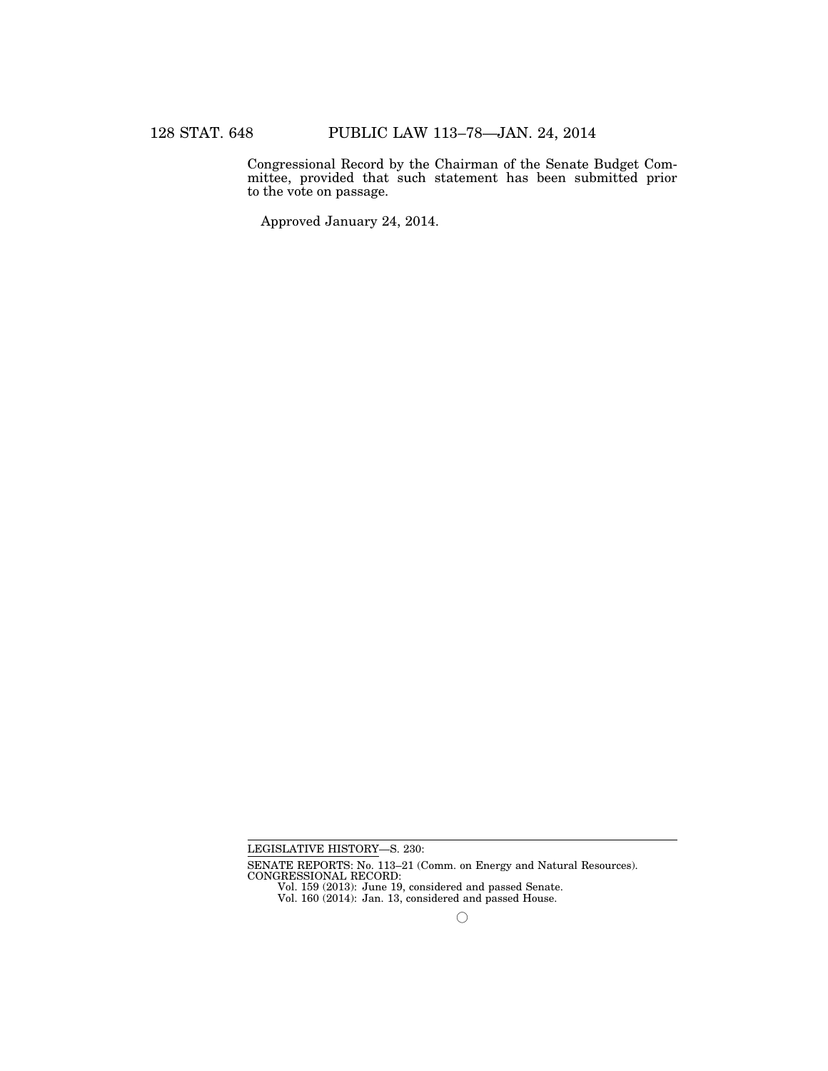Congressional Record by the Chairman of the Senate Budget Committee, provided that such statement has been submitted prior to the vote on passage.

Approved January 24, 2014.

LEGISLATIVE HISTORY—S. 230:

SENATE REPORTS: No. 113–21 (Comm. on Energy and Natural Resources).
CONGRESSIONAL RECORD:
Vol. 159 (2013): June 19, considered and passed Senate.
Vol. 160 (2014): Jan. 13, considered and passed House.